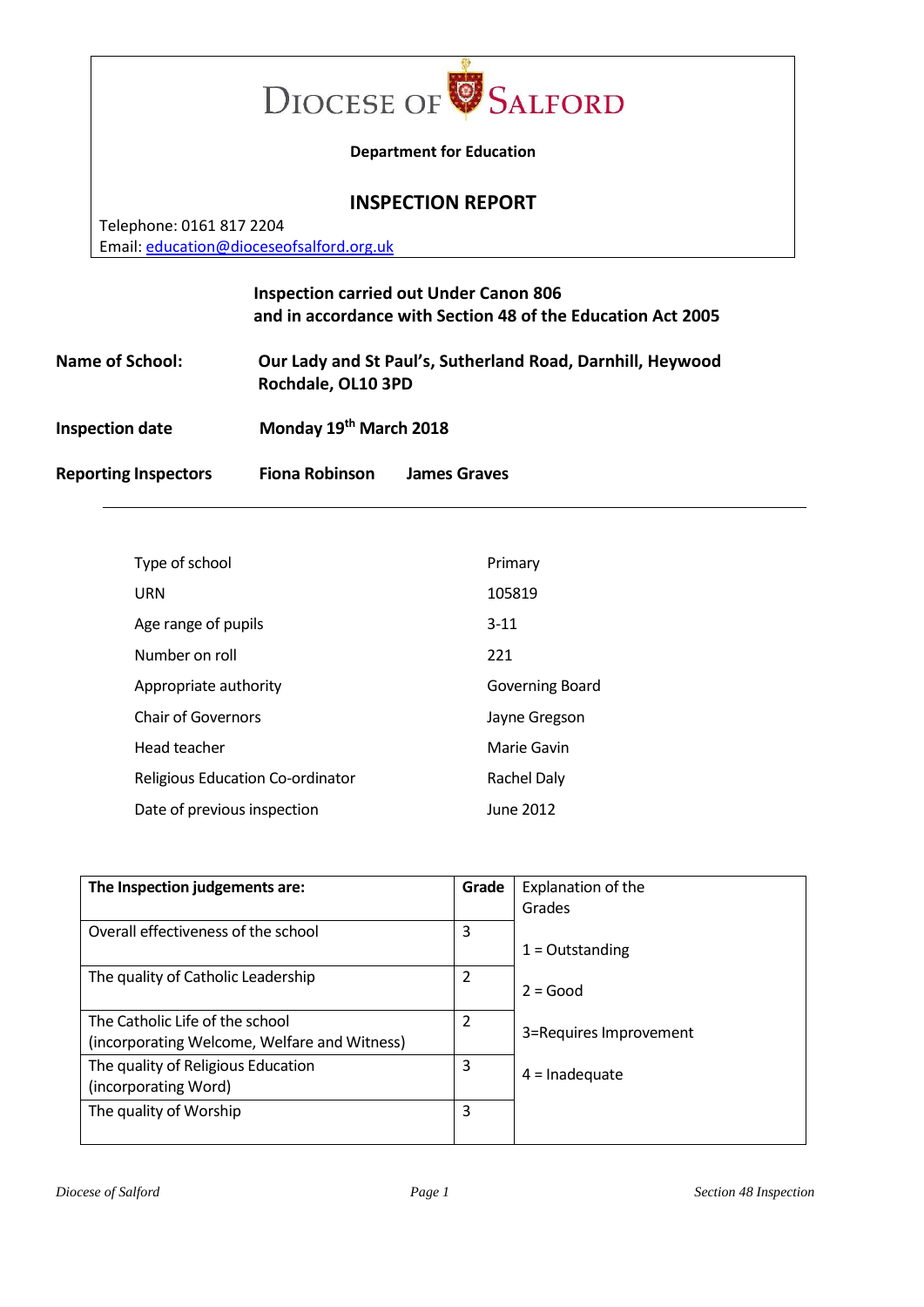# DIOCESE OF SALFORD

**Department for Education**

## INSPECTION REPORT

Telephone: 0161 817 2204
Email: education@dioceseofsalford.org.uk

**Inspection carried out Under Canon 806**
**and in accordance with Section 48 of the Education Act 2005**

**Name of School:** **Our Lady and St Paul's, Sutherland Road, Darnhill, Heywood Rochdale, OL10 3PD**

**Inspection date** **Monday 19th March 2018**

**Reporting Inspectors** **Fiona Robinson** **James Graves**

---

| | |
|---|---|
| Type of school | Primary |
| URN | 105819 |
| Age range of pupils | 3-11 |
| Number on roll | 221 |
| Appropriate authority | Governing Board |
| Chair of Governors | Jayne Gregson |
| Head teacher | Marie Gavin |
| Religious Education Co-ordinator | Rachel Daly |
| Date of previous inspection | June 2012 |

| **The Inspection judgements are:** | **Grade** | Explanation of the Grades |
|---|---|---|
| Overall effectiveness of the school | 3 | 1 = Outstanding |
| The quality of Catholic Leadership | 2 | 2 = Good |
| The Catholic Life of the school (incorporating Welcome, Welfare and Witness) | 2 | 3=Requires Improvement |
| The quality of Religious Education (incorporating Word) | 3 | 4 = Inadequate |
| The quality of Worship | 3 | |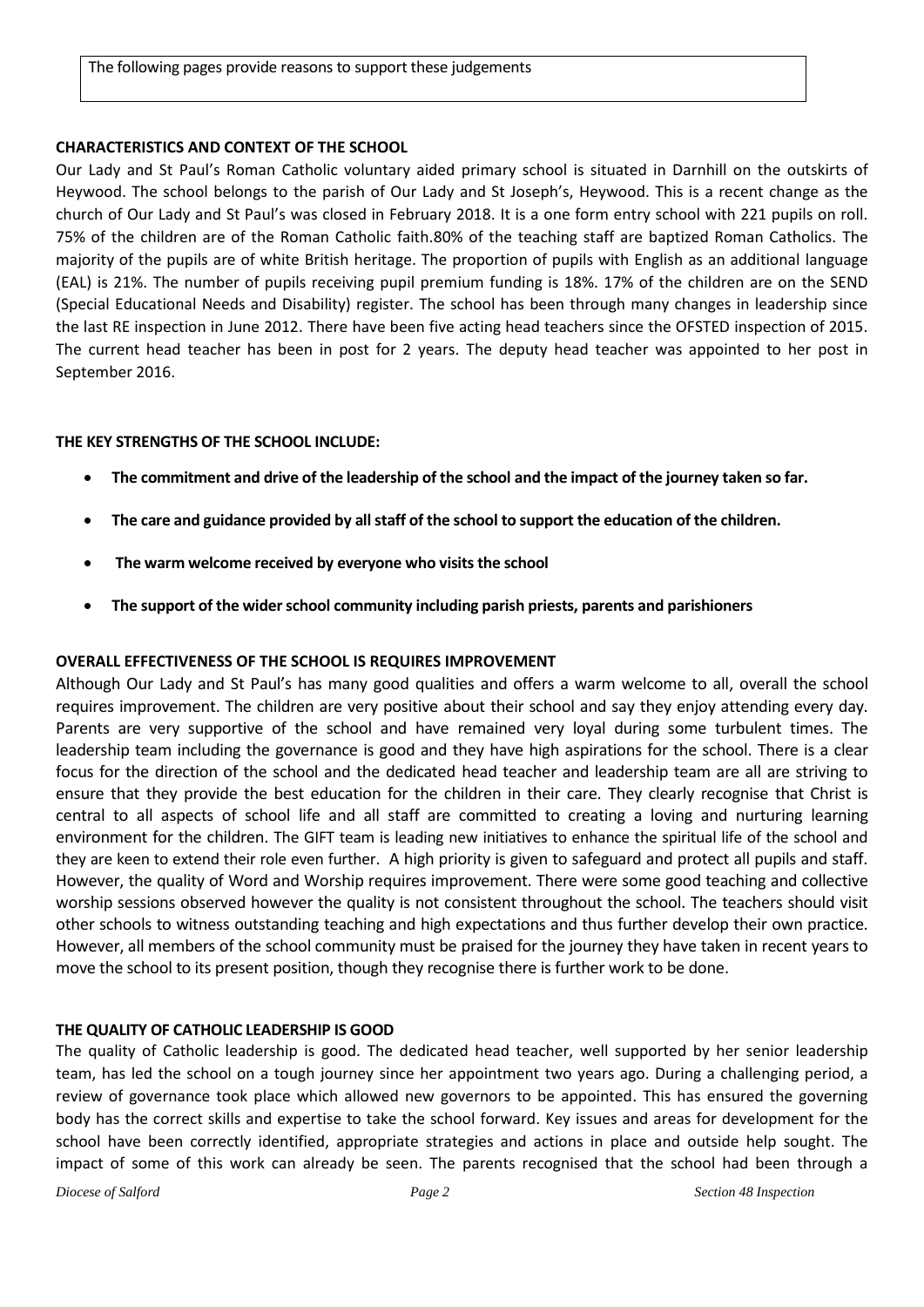The following pages provide reasons to support these judgements

**CHARACTERISTICS AND CONTEXT OF THE SCHOOL**

Our Lady and St Paul's Roman Catholic voluntary aided primary school is situated in Darnhill on the outskirts of Heywood. The school belongs to the parish of Our Lady and St Joseph's, Heywood. This is a recent change as the church of Our Lady and St Paul's was closed in February 2018. It is a one form entry school with 221 pupils on roll. 75% of the children are of the Roman Catholic faith.80% of the teaching staff are baptized Roman Catholics. The majority of the pupils are of white British heritage. The proportion of pupils with English as an additional language (EAL) is 21%. The number of pupils receiving pupil premium funding is 18%. 17% of the children are on the SEND (Special Educational Needs and Disability) register. The school has been through many changes in leadership since the last RE inspection in June 2012. There have been five acting head teachers since the OFSTED inspection of 2015. The current head teacher has been in post for 2 years. The deputy head teacher was appointed to her post in September 2016.

**THE KEY STRENGTHS OF THE SCHOOL INCLUDE:**

- **The commitment and drive of the leadership of the school and the impact of the journey taken so far.**
- **The care and guidance provided by all staff of the school to support the education of the children.**
- **The warm welcome received by everyone who visits the school**
- **The support of the wider school community including parish priests, parents and parishioners**

**OVERALL EFFECTIVENESS OF THE SCHOOL IS REQUIRES IMPROVEMENT**

Although Our Lady and St Paul's has many good qualities and offers a warm welcome to all, overall the school requires improvement. The children are very positive about their school and say they enjoy attending every day. Parents are very supportive of the school and have remained very loyal during some turbulent times. The leadership team including the governance is good and they have high aspirations for the school. There is a clear focus for the direction of the school and the dedicated head teacher and leadership team are all are striving to ensure that they provide the best education for the children in their care. They clearly recognise that Christ is central to all aspects of school life and all staff are committed to creating a loving and nurturing learning environment for the children. The GIFT team is leading new initiatives to enhance the spiritual life of the school and they are keen to extend their role even further. A high priority is given to safeguard and protect all pupils and staff. However, the quality of Word and Worship requires improvement. There were some good teaching and collective worship sessions observed however the quality is not consistent throughout the school. The teachers should visit other schools to witness outstanding teaching and high expectations and thus further develop their own practice. However, all members of the school community must be praised for the journey they have taken in recent years to move the school to its present position, though they recognise there is further work to be done.

**THE QUALITY OF CATHOLIC LEADERSHIP IS GOOD**

The quality of Catholic leadership is good. The dedicated head teacher, well supported by her senior leadership team, has led the school on a tough journey since her appointment two years ago. During a challenging period, a review of governance took place which allowed new governors to be appointed. This has ensured the governing body has the correct skills and expertise to take the school forward. Key issues and areas for development for the school have been correctly identified, appropriate strategies and actions in place and outside help sought. The impact of some of this work can already be seen. The parents recognised that the school had been through a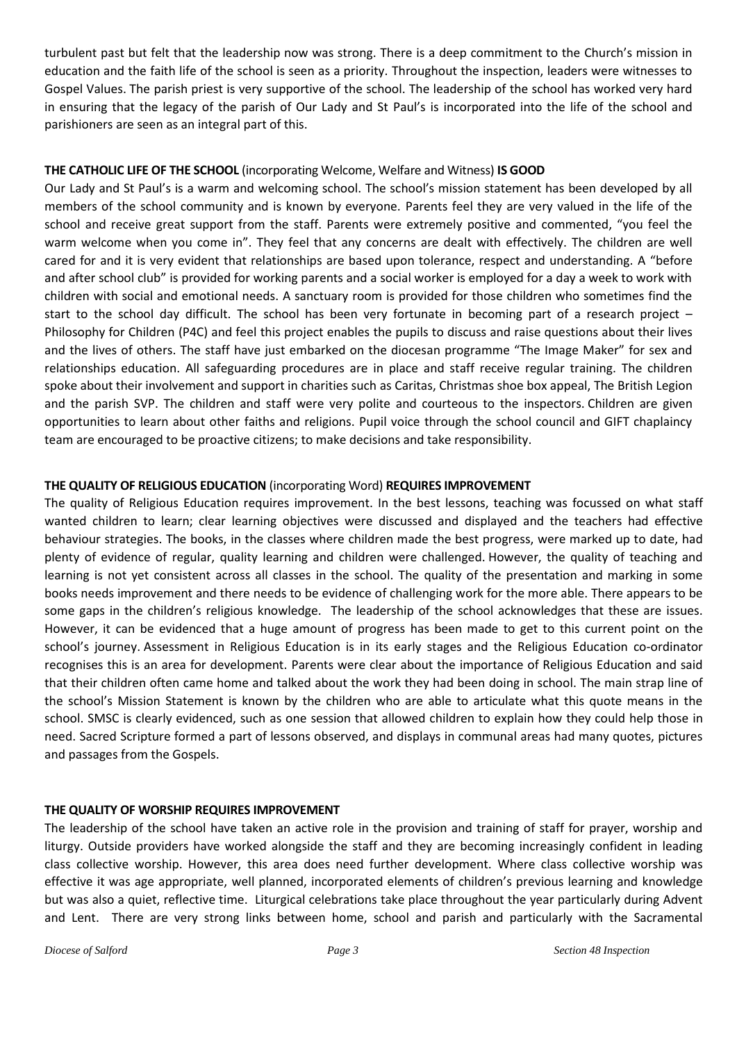turbulent past but felt that the leadership now was strong. There is a deep commitment to the Church's mission in education and the faith life of the school is seen as a priority. Throughout the inspection, leaders were witnesses to Gospel Values. The parish priest is very supportive of the school. The leadership of the school has worked very hard in ensuring that the legacy of the parish of Our Lady and St Paul's is incorporated into the life of the school and parishioners are seen as an integral part of this.

**THE CATHOLIC LIFE OF THE SCHOOL** (incorporating Welcome, Welfare and Witness) **IS GOOD**

Our Lady and St Paul's is a warm and welcoming school. The school's mission statement has been developed by all members of the school community and is known by everyone. Parents feel they are very valued in the life of the school and receive great support from the staff. Parents were extremely positive and commented, "you feel the warm welcome when you come in". They feel that any concerns are dealt with effectively. The children are well cared for and it is very evident that relationships are based upon tolerance, respect and understanding. A "before and after school club" is provided for working parents and a social worker is employed for a day a week to work with children with social and emotional needs. A sanctuary room is provided for those children who sometimes find the start to the school day difficult. The school has been very fortunate in becoming part of a research project – Philosophy for Children (P4C) and feel this project enables the pupils to discuss and raise questions about their lives and the lives of others. The staff have just embarked on the diocesan programme "The Image Maker" for sex and relationships education. All safeguarding procedures are in place and staff receive regular training. The children spoke about their involvement and support in charities such as Caritas, Christmas shoe box appeal, The British Legion and the parish SVP. The children and staff were very polite and courteous to the inspectors. Children are given opportunities to learn about other faiths and religions. Pupil voice through the school council and GIFT chaplaincy team are encouraged to be proactive citizens; to make decisions and take responsibility.

**THE QUALITY OF RELIGIOUS EDUCATION** (incorporating Word) **REQUIRES IMPROVEMENT**

The quality of Religious Education requires improvement. In the best lessons, teaching was focussed on what staff wanted children to learn; clear learning objectives were discussed and displayed and the teachers had effective behaviour strategies. The books, in the classes where children made the best progress, were marked up to date, had plenty of evidence of regular, quality learning and children were challenged. However, the quality of teaching and learning is not yet consistent across all classes in the school. The quality of the presentation and marking in some books needs improvement and there needs to be evidence of challenging work for the more able. There appears to be some gaps in the children's religious knowledge. The leadership of the school acknowledges that these are issues. However, it can be evidenced that a huge amount of progress has been made to get to this current point on the school's journey. Assessment in Religious Education is in its early stages and the Religious Education co-ordinator recognises this is an area for development. Parents were clear about the importance of Religious Education and said that their children often came home and talked about the work they had been doing in school. The main strap line of the school's Mission Statement is known by the children who are able to articulate what this quote means in the school. SMSC is clearly evidenced, such as one session that allowed children to explain how they could help those in need. Sacred Scripture formed a part of lessons observed, and displays in communal areas had many quotes, pictures and passages from the Gospels.

**THE QUALITY OF WORSHIP REQUIRES IMPROVEMENT**

The leadership of the school have taken an active role in the provision and training of staff for prayer, worship and liturgy. Outside providers have worked alongside the staff and they are becoming increasingly confident in leading class collective worship. However, this area does need further development. Where class collective worship was effective it was age appropriate, well planned, incorporated elements of children's previous learning and knowledge but was also a quiet, reflective time. Liturgical celebrations take place throughout the year particularly during Advent and Lent. There are very strong links between home, school and parish and particularly with the Sacramental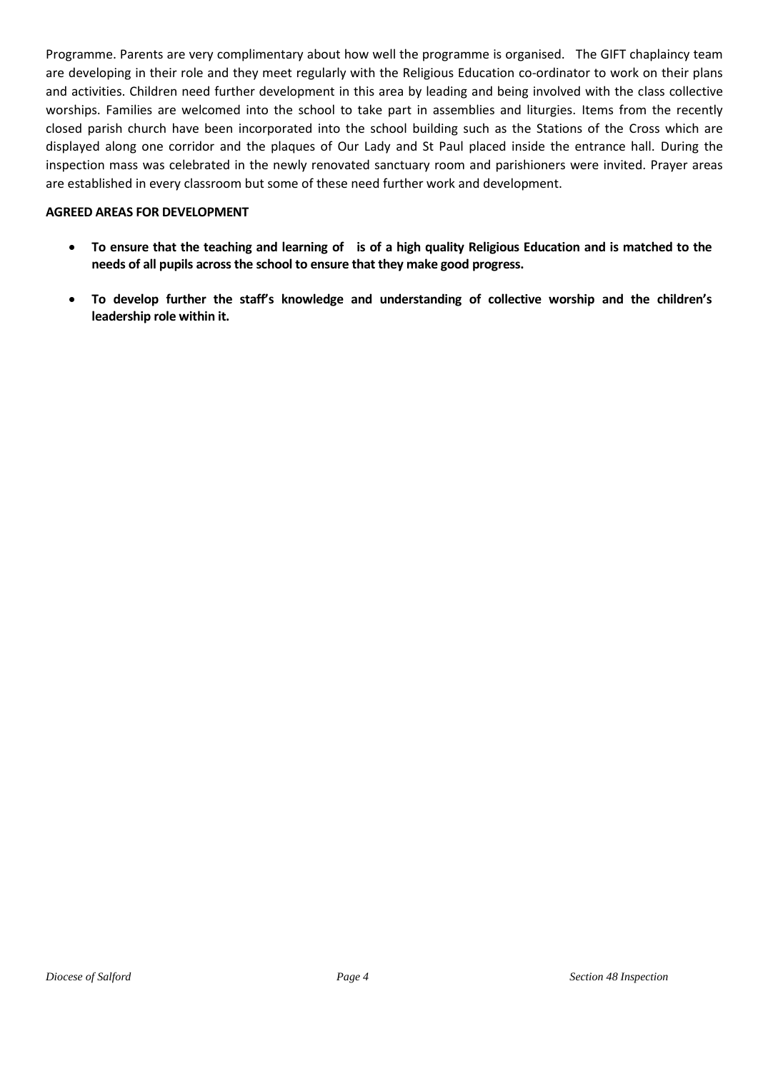Programme. Parents are very complimentary about how well the programme is organised. The GIFT chaplaincy team are developing in their role and they meet regularly with the Religious Education co-ordinator to work on their plans and activities. Children need further development in this area by leading and being involved with the class collective worships. Families are welcomed into the school to take part in assemblies and liturgies. Items from the recently closed parish church have been incorporated into the school building such as the Stations of the Cross which are displayed along one corridor and the plaques of Our Lady and St Paul placed inside the entrance hall. During the inspection mass was celebrated in the newly renovated sanctuary room and parishioners were invited. Prayer areas are established in every classroom but some of these need further work and development.

**AGREED AREAS FOR DEVELOPMENT**

- **To ensure that the teaching and learning of is of a high quality Religious Education and is matched to the needs of all pupils across the school to ensure that they make good progress.**
- **To develop further the staff's knowledge and understanding of collective worship and the children's leadership role within it.**